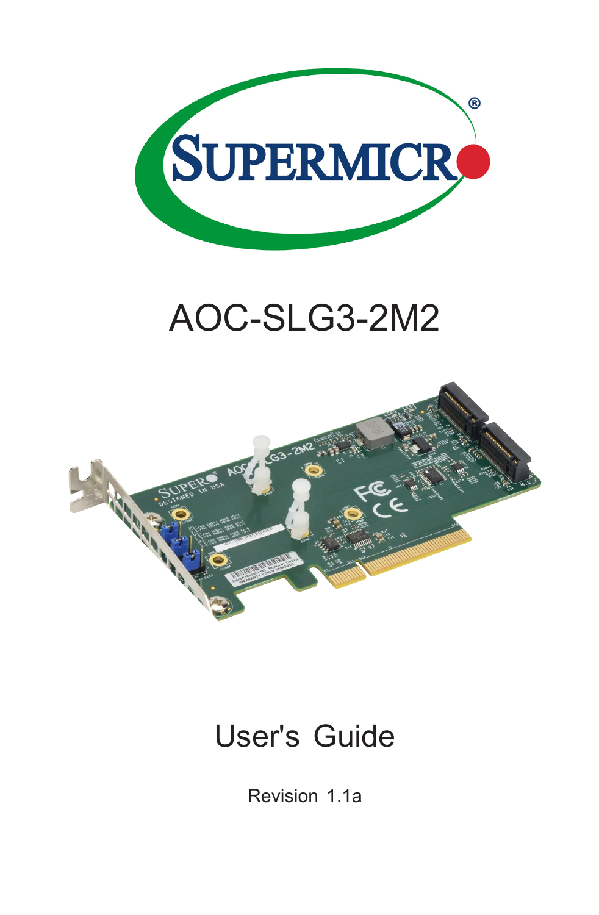# AOC-SLG3-2M2

## User's Guide

Revision 1.1a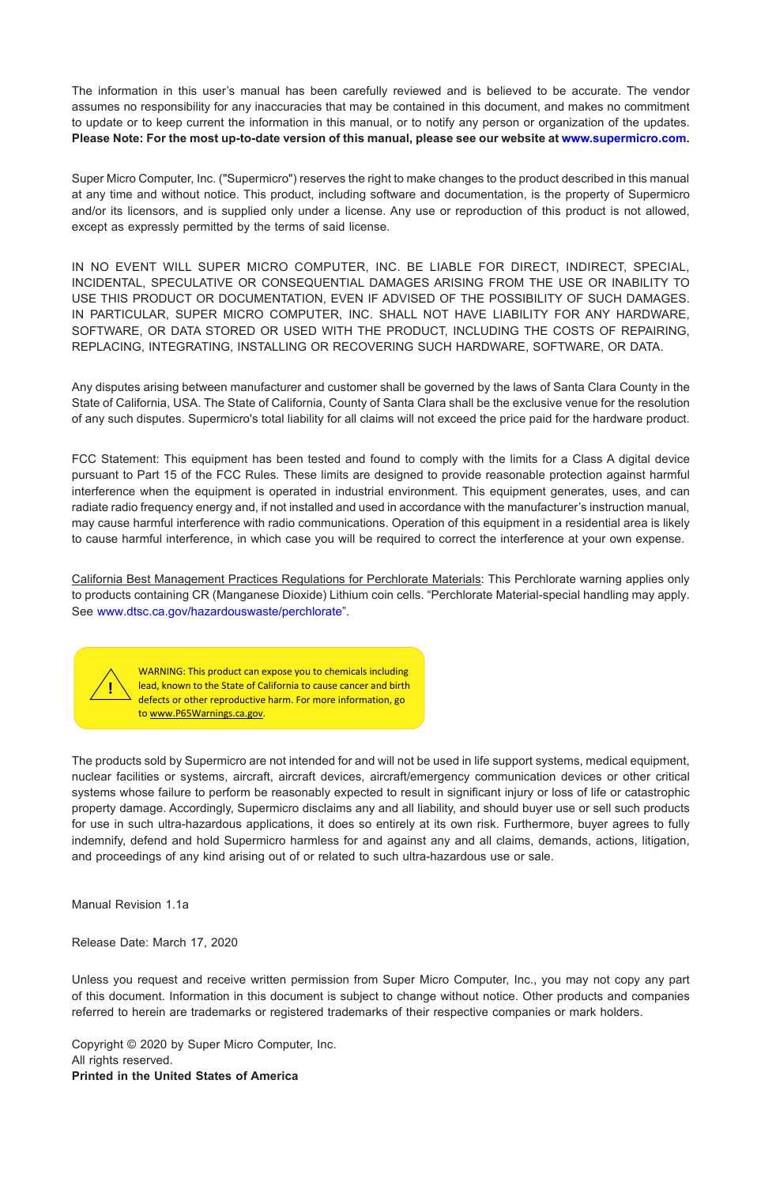The information in this user's manual has been carefully reviewed and is believed to be accurate. The vendor assumes no responsibility for any inaccuracies that may be contained in this document, and makes no commitment to update or to keep current the information in this manual, or to notify any person or organization of the updates. **Please Note: For the most up-to-date version of this manual, please see our website at www.supermicro.com.**

Super Micro Computer, Inc. ("Supermicro") reserves the right to make changes to the product described in this manual at any time and without notice. This product, including software and documentation, is the property of Supermicro and/or its licensors, and is supplied only under a license. Any use or reproduction of this product is not allowed, except as expressly permitted by the terms of said license.

IN NO EVENT WILL SUPER MICRO COMPUTER, INC. BE LIABLE FOR DIRECT, INDIRECT, SPECIAL, INCIDENTAL, SPECULATIVE OR CONSEQUENTIAL DAMAGES ARISING FROM THE USE OR INABILITY TO USE THIS PRODUCT OR DOCUMENTATION, EVEN IF ADVISED OF THE POSSIBILITY OF SUCH DAMAGES. IN PARTICULAR, SUPER MICRO COMPUTER, INC. SHALL NOT HAVE LIABILITY FOR ANY HARDWARE, SOFTWARE, OR DATA STORED OR USED WITH THE PRODUCT, INCLUDING THE COSTS OF REPAIRING, REPLACING, INTEGRATING, INSTALLING OR RECOVERING SUCH HARDWARE, SOFTWARE, OR DATA.

Any disputes arising between manufacturer and customer shall be governed by the laws of Santa Clara County in the State of California, USA. The State of California, County of Santa Clara shall be the exclusive venue for the resolution of any such disputes. Supermicro's total liability for all claims will not exceed the price paid for the hardware product.

FCC Statement: This equipment has been tested and found to comply with the limits for a Class A digital device pursuant to Part 15 of the FCC Rules. These limits are designed to provide reasonable protection against harmful interference when the equipment is operated in industrial environment. This equipment generates, uses, and can radiate radio frequency energy and, if not installed and used in accordance with the manufacturer's instruction manual, may cause harmful interference with radio communications. Operation of this equipment in a residential area is likely to cause harmful interference, in which case you will be required to correct the interference at your own expense.

California Best Management Practices Regulations for Perchlorate Materials: This Perchlorate warning applies only to products containing CR (Manganese Dioxide) Lithium coin cells. "Perchlorate Material-special handling may apply. See www.dtsc.ca.gov/hazardouswaste/perchlorate".

WARNING: This product can expose you to chemicals including lead, known to the State of California to cause cancer and birth defects or other reproductive harm. For more information, go to www.P65Warnings.ca.gov.

The products sold by Supermicro are not intended for and will not be used in life support systems, medical equipment, nuclear facilities or systems, aircraft, aircraft devices, aircraft/emergency communication devices or other critical systems whose failure to perform be reasonably expected to result in significant injury or loss of life or catastrophic property damage. Accordingly, Supermicro disclaims any and all liability, and should buyer use or sell such products for use in such ultra-hazardous applications, it does so entirely at its own risk. Furthermore, buyer agrees to fully indemnify, defend and hold Supermicro harmless for and against any and all claims, demands, actions, litigation, and proceedings of any kind arising out of or related to such ultra-hazardous use or sale.

Manual Revision 1.1a

Release Date: March 17, 2020

Unless you request and receive written permission from Super Micro Computer, Inc., you may not copy any part of this document. Information in this document is subject to change without notice. Other products and companies referred to herein are trademarks or registered trademarks of their respective companies or mark holders.

Copyright © 2020 by Super Micro Computer, Inc.
All rights reserved.
**Printed in the United States of America**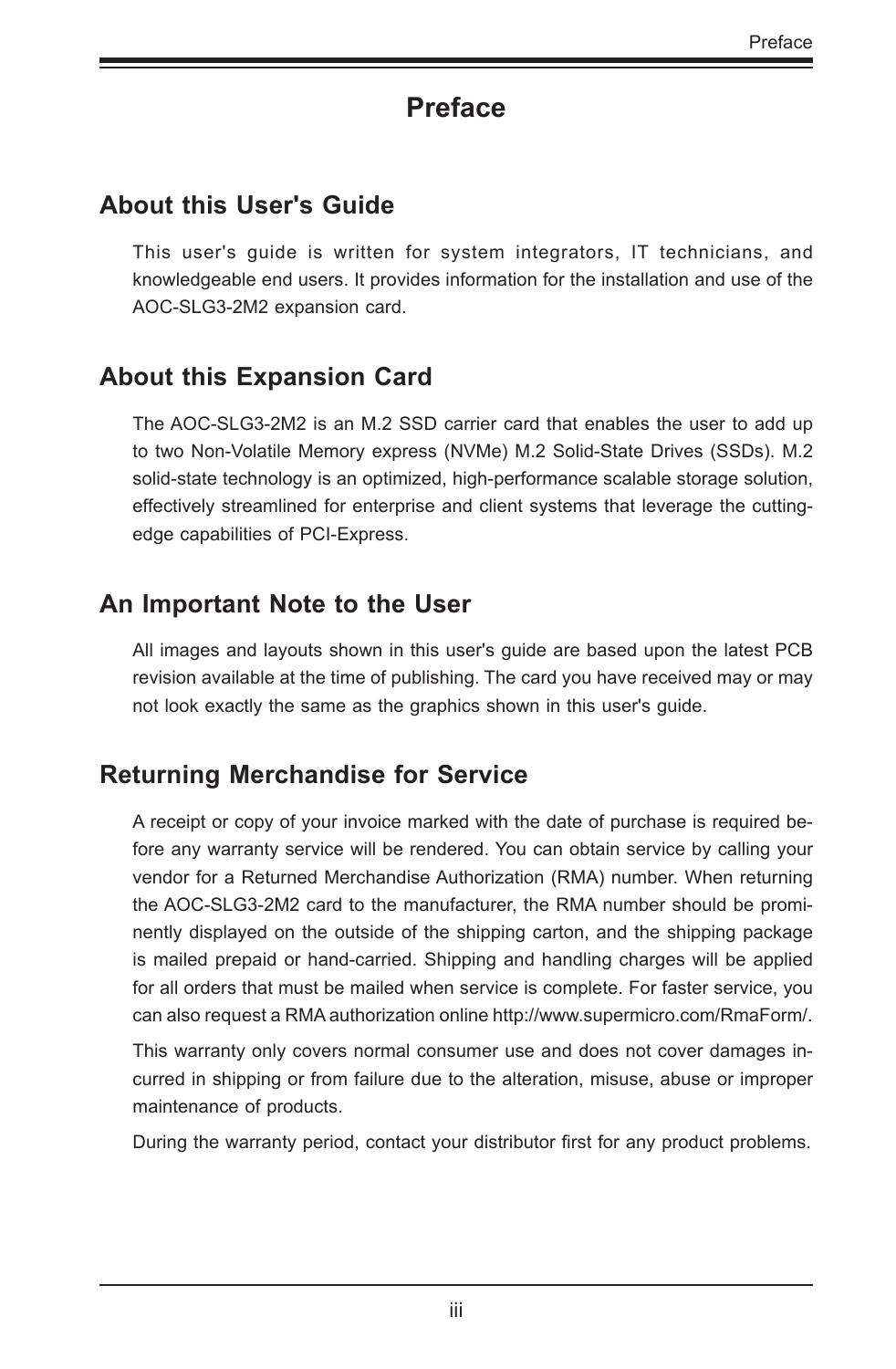# Preface

## About this User's Guide

This user's guide is written for system integrators, IT technicians, and knowledgeable end users. It provides information for the installation and use of the AOC-SLG3-2M2 expansion card.

## About this Expansion Card

The AOC-SLG3-2M2 is an M.2 SSD carrier card that enables the user to add up to two Non-Volatile Memory express (NVMe) M.2 Solid-State Drives (SSDs). M.2 solid-state technology is an optimized, high-performance scalable storage solution, effectively streamlined for enterprise and client systems that leverage the cutting-edge capabilities of PCI-Express.

## An Important Note to the User

All images and layouts shown in this user's guide are based upon the latest PCB revision available at the time of publishing. The card you have received may or may not look exactly the same as the graphics shown in this user's guide.

## Returning Merchandise for Service

A receipt or copy of your invoice marked with the date of purchase is required before any warranty service will be rendered. You can obtain service by calling your vendor for a Returned Merchandise Authorization (RMA) number. When returning the AOC-SLG3-2M2 card to the manufacturer, the RMA number should be prominently displayed on the outside of the shipping carton, and the shipping package is mailed prepaid or hand-carried. Shipping and handling charges will be applied for all orders that must be mailed when service is complete. For faster service, you can also request a RMA authorization online http://www.supermicro.com/RmaForm/.

This warranty only covers normal consumer use and does not cover damages incurred in shipping or from failure due to the alteration, misuse, abuse or improper maintenance of products.

During the warranty period, contact your distributor first for any product problems.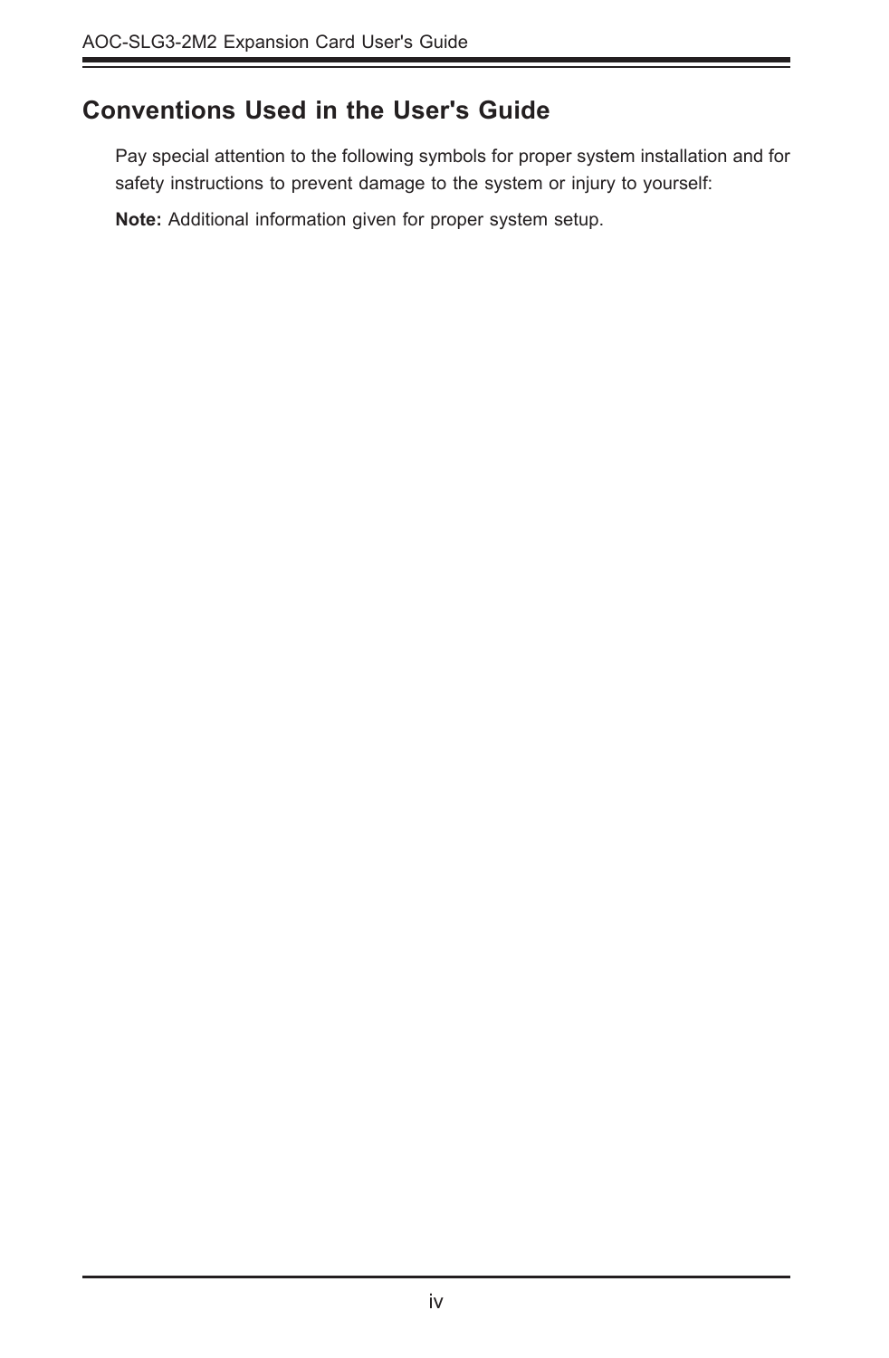## Conventions Used in the User's Guide

Pay special attention to the following symbols for proper system installation and for safety instructions to prevent damage to the system or injury to yourself:

**Note:** Additional information given for proper system setup.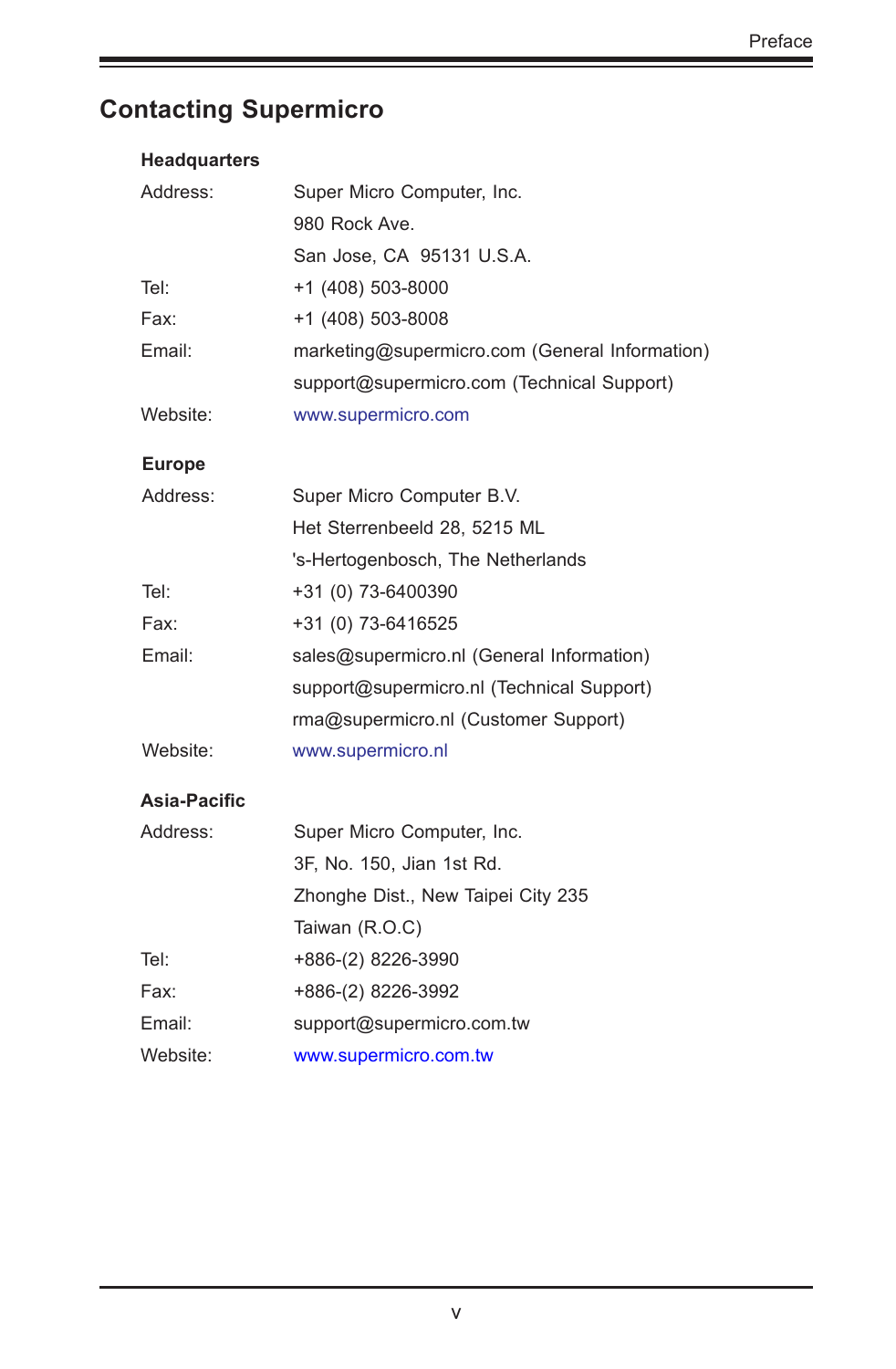## Contacting Supermicro

### Headquarters

| | |
|---|---|
| Address: | Super Micro Computer, Inc. |
| | 980 Rock Ave. |
| | San Jose, CA 95131 U.S.A. |
| Tel: | +1 (408) 503-8000 |
| Fax: | +1 (408) 503-8008 |
| Email: | marketing@supermicro.com (General Information) |
| | support@supermicro.com (Technical Support) |
| Website: | www.supermicro.com |

### Europe

| | |
|---|---|
| Address: | Super Micro Computer B.V. |
| | Het Sterrenbeeld 28, 5215 ML |
| | 's-Hertogenbosch, The Netherlands |
| Tel: | +31 (0) 73-6400390 |
| Fax: | +31 (0) 73-6416525 |
| Email: | sales@supermicro.nl (General Information) |
| | support@supermicro.nl (Technical Support) |
| | rma@supermicro.nl (Customer Support) |
| Website: | www.supermicro.nl |

### Asia-Pacific

| | |
|---|---|
| Address: | Super Micro Computer, Inc. |
| | 3F, No. 150, Jian 1st Rd. |
| | Zhonghe Dist., New Taipei City 235 |
| | Taiwan (R.O.C) |
| Tel: | +886-(2) 8226-3990 |
| Fax: | +886-(2) 8226-3992 |
| Email: | support@supermicro.com.tw |
| Website: | www.supermicro.com.tw |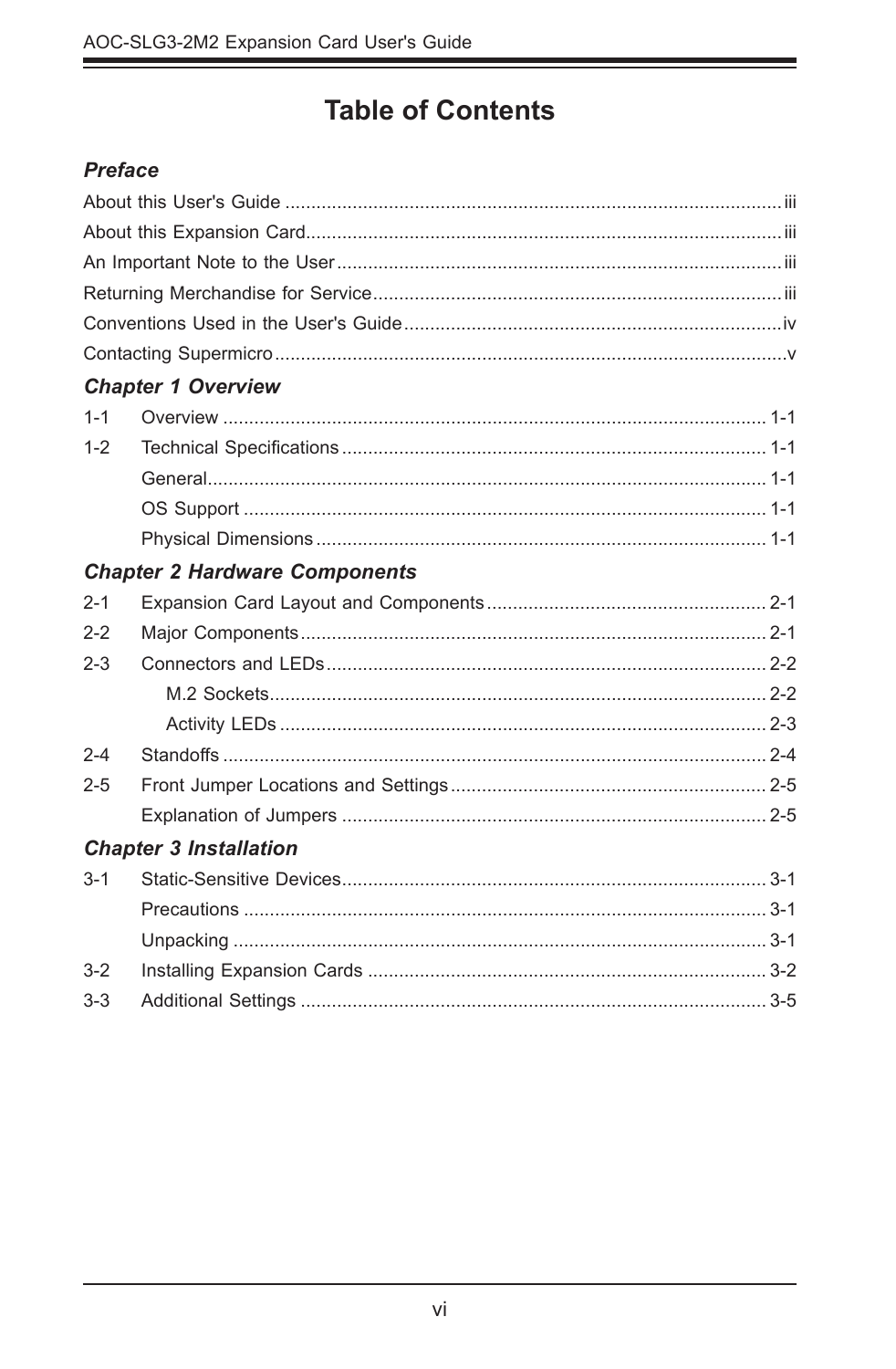# Table of Contents

## *Preface*

About this User's Guide .......... iii

About this Expansion Card .......... iii

An Important Note to the User .......... iii

Returning Merchandise for Service .......... iii

Conventions Used in the User's Guide .......... iv

Contacting Supermicro .......... v

## *Chapter 1 Overview*

1-1 Overview .......... 1-1

1-2 Technical Specifications .......... 1-1

General .......... 1-1

OS Support .......... 1-1

Physical Dimensions .......... 1-1

## *Chapter 2 Hardware Components*

2-1 Expansion Card Layout and Components .......... 2-1

2-2 Major Components .......... 2-1

2-3 Connectors and LEDs .......... 2-2

M.2 Sockets .......... 2-2

Activity LEDs .......... 2-3

2-4 Standoffs .......... 2-4

2-5 Front Jumper Locations and Settings .......... 2-5

Explanation of Jumpers .......... 2-5

## *Chapter 3 Installation*

3-1 Static-Sensitive Devices .......... 3-1

Precautions .......... 3-1

Unpacking .......... 3-1

3-2 Installing Expansion Cards .......... 3-2

3-3 Additional Settings .......... 3-5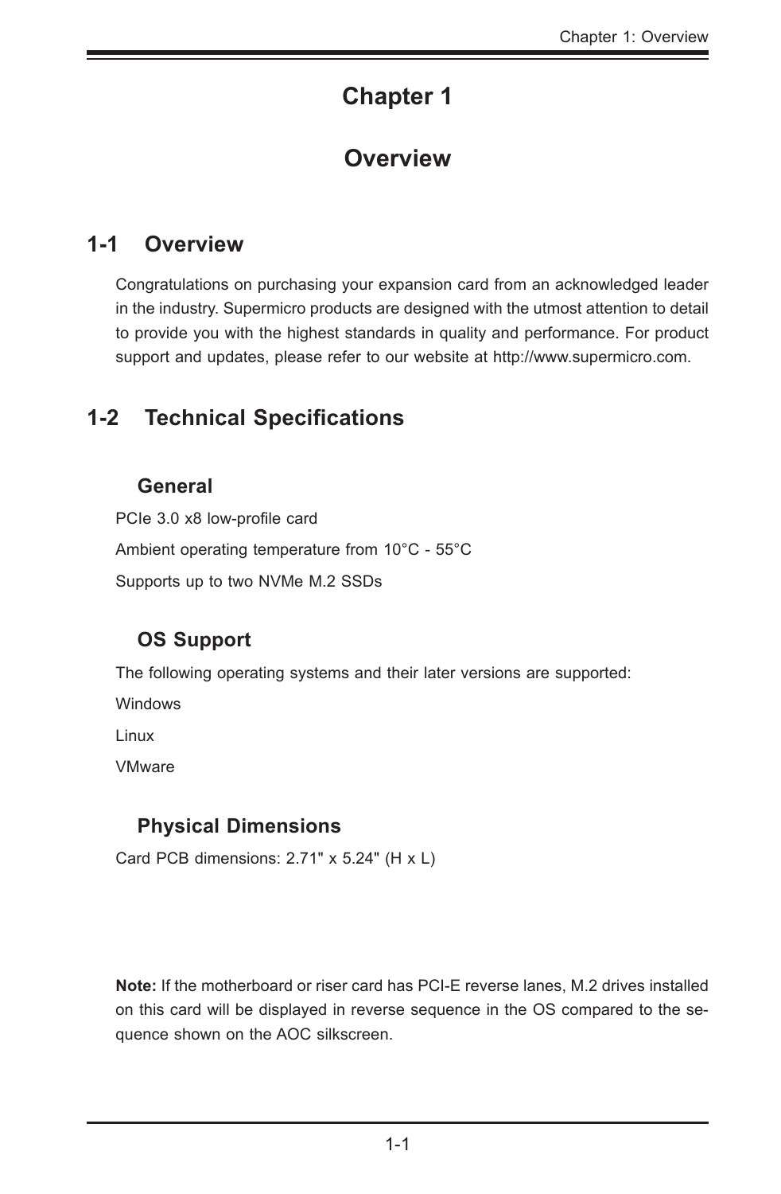# Chapter 1

# Overview

## 1-1 Overview

Congratulations on purchasing your expansion card from an acknowledged leader in the industry. Supermicro products are designed with the utmost attention to detail to provide you with the highest standards in quality and performance. For product support and updates, please refer to our website at http://www.supermicro.com.

## 1-2 Technical Specifications

### General

PCIe 3.0 x8 low-profile card

Ambient operating temperature from 10°C - 55°C

Supports up to two NVMe M.2 SSDs

### OS Support

The following operating systems and their later versions are supported:

Windows

Linux

VMware

### Physical Dimensions

Card PCB dimensions: 2.71" x 5.24" (H x L)

**Note:** If the motherboard or riser card has PCI-E reverse lanes, M.2 drives installed on this card will be displayed in reverse sequence in the OS compared to the sequence shown on the AOC silkscreen.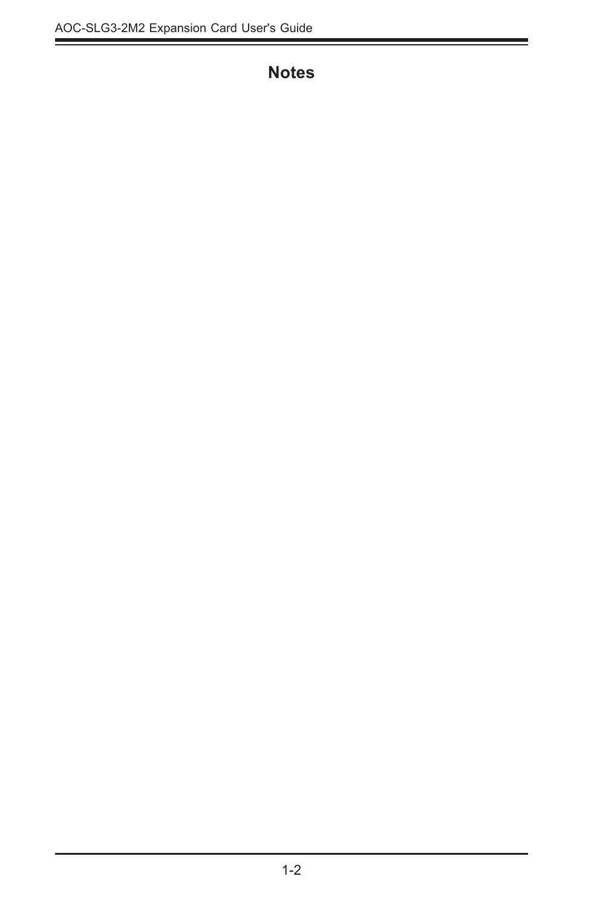# Notes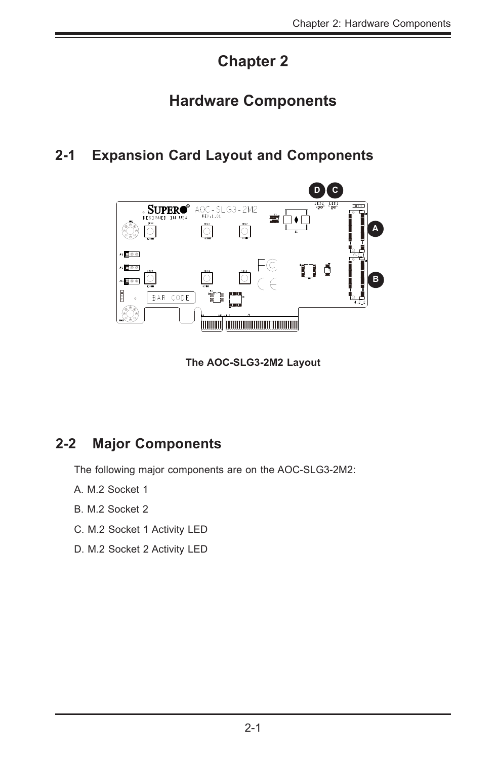# Chapter 2

# Hardware Components

## 2-1 Expansion Card Layout and Components

The AOC-SLG3-2M2 Layout

## 2-2 Major Components

The following major components are on the AOC-SLG3-2M2:

A. M.2 Socket 1

B. M.2 Socket 2

C. M.2 Socket 1 Activity LED

D. M.2 Socket 2 Activity LED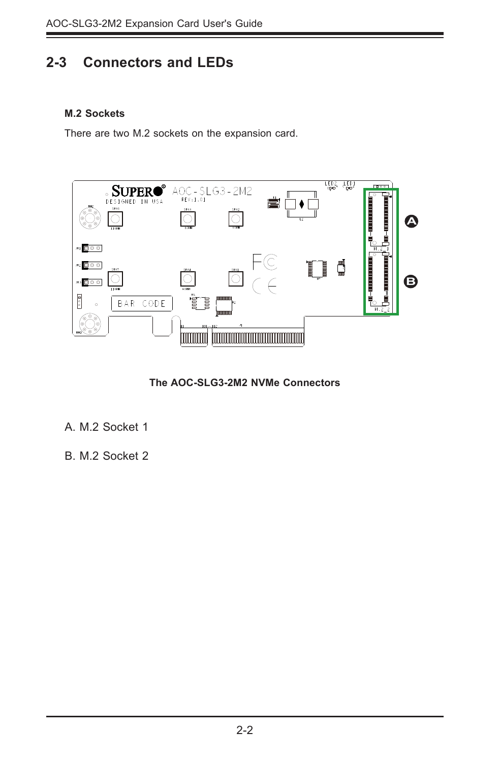## 2-3 Connectors and LEDs

### M.2 Sockets

There are two M.2 sockets on the expansion card.

The AOC-SLG3-2M2 NVMe Connectors

A. M.2 Socket 1

B. M.2 Socket 2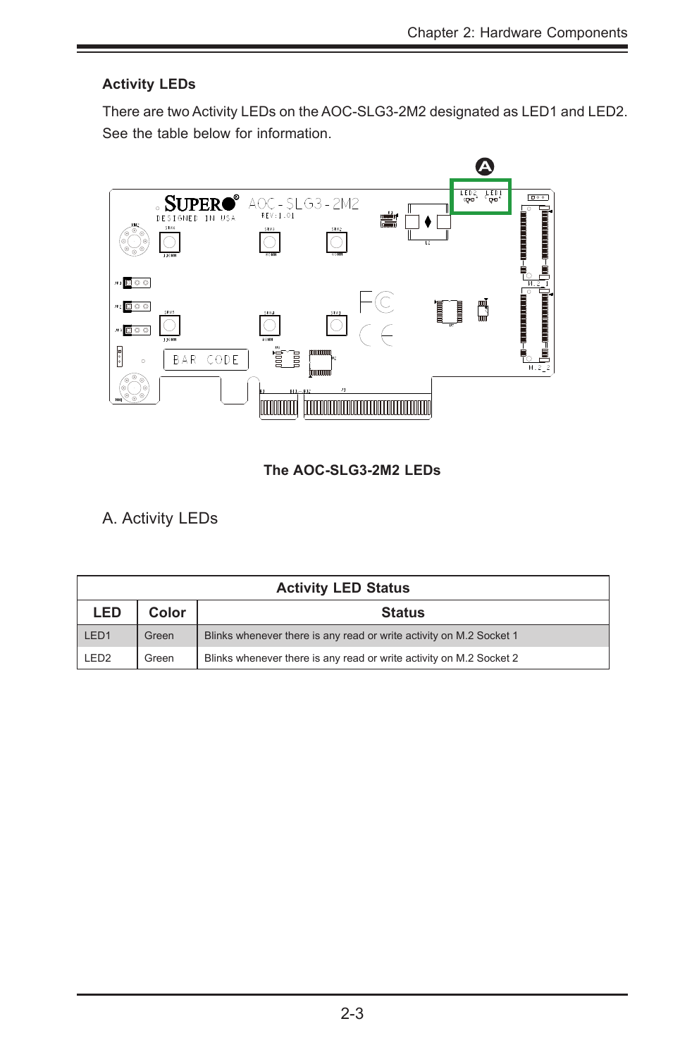### Activity LEDs

There are two Activity LEDs on the AOC-SLG3-2M2 designated as LED1 and LED2. See the table below for information.

**The AOC-SLG3-2M2 LEDs**

A. Activity LEDs

| Activity LED Status | | |
|---|---|---|
| **LED** | **Color** | **Status** |
| LED1 | Green | Blinks whenever there is any read or write activity on M.2 Socket 1 |
| LED2 | Green | Blinks whenever there is any read or write activity on M.2 Socket 2 |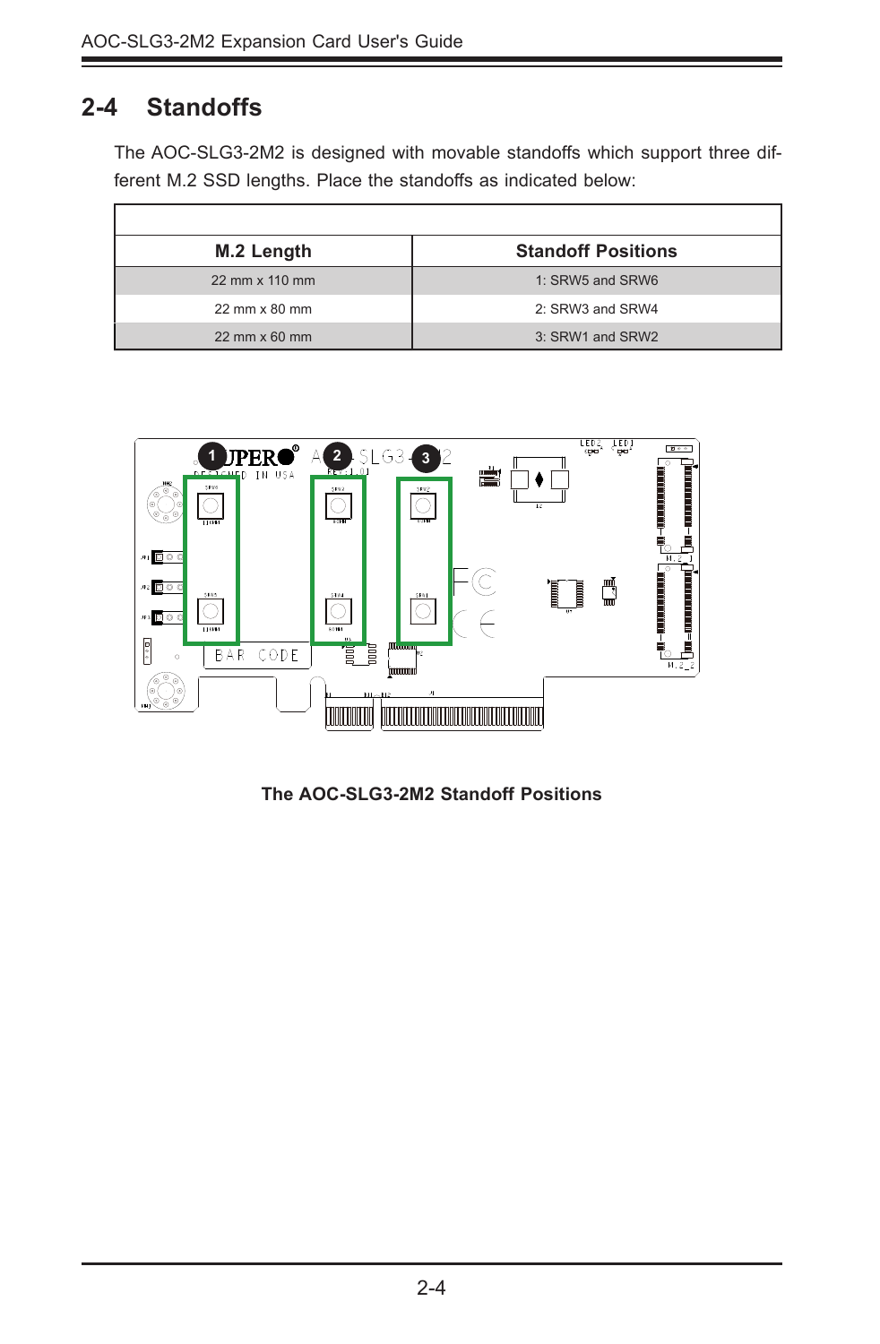## 2-4 Standoffs

The AOC-SLG3-2M2 is designed with movable standoffs which support three different M.2 SSD lengths. Place the standoffs as indicated below:

| M.2 Length | Standoff Positions |
|---|---|
| 22 mm x 110 mm | 1: SRW5 and SRW6 |
| 22 mm x 80 mm | 2: SRW3 and SRW4 |
| 22 mm x 60 mm | 3: SRW1 and SRW2 |

**The AOC-SLG3-2M2 Standoff Positions**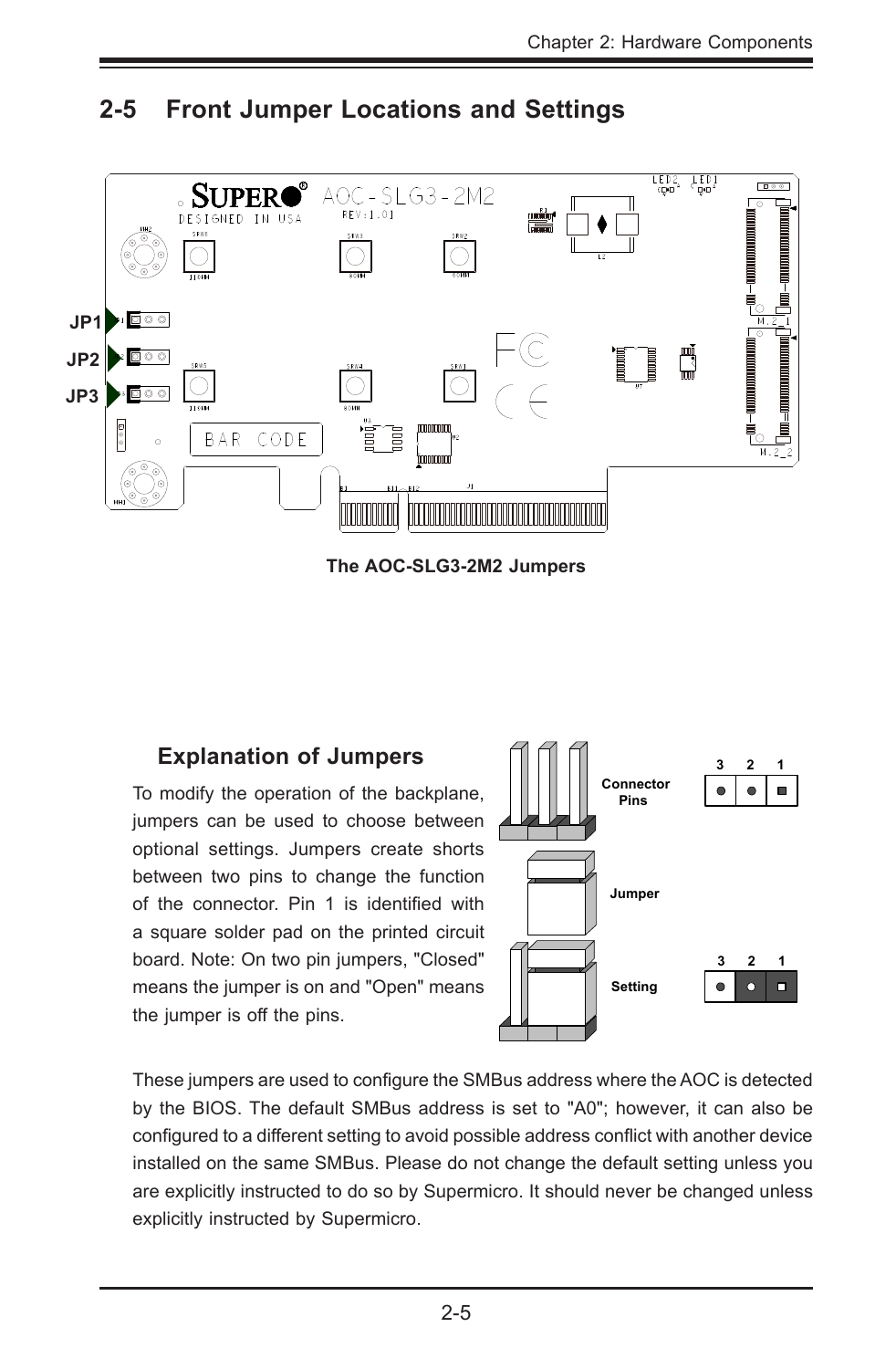## 2-5 Front Jumper Locations and Settings

The AOC-SLG3-2M2 Jumpers

### Explanation of Jumpers

To modify the operation of the backplane, jumpers can be used to choose between optional settings. Jumpers create shorts between two pins to change the function of the connector. Pin 1 is identified with a square solder pad on the printed circuit board. Note: On two pin jumpers, "Closed" means the jumper is on and "Open" means the jumper is off the pins.

These jumpers are used to configure the SMBus address where the AOC is detected by the BIOS. The default SMBus address is set to "A0"; however, it can also be configured to a different setting to avoid possible address conflict with another device installed on the same SMBus. Please do not change the default setting unless you are explicitly instructed to do so by Supermicro. It should never be changed unless explicitly instructed by Supermicro.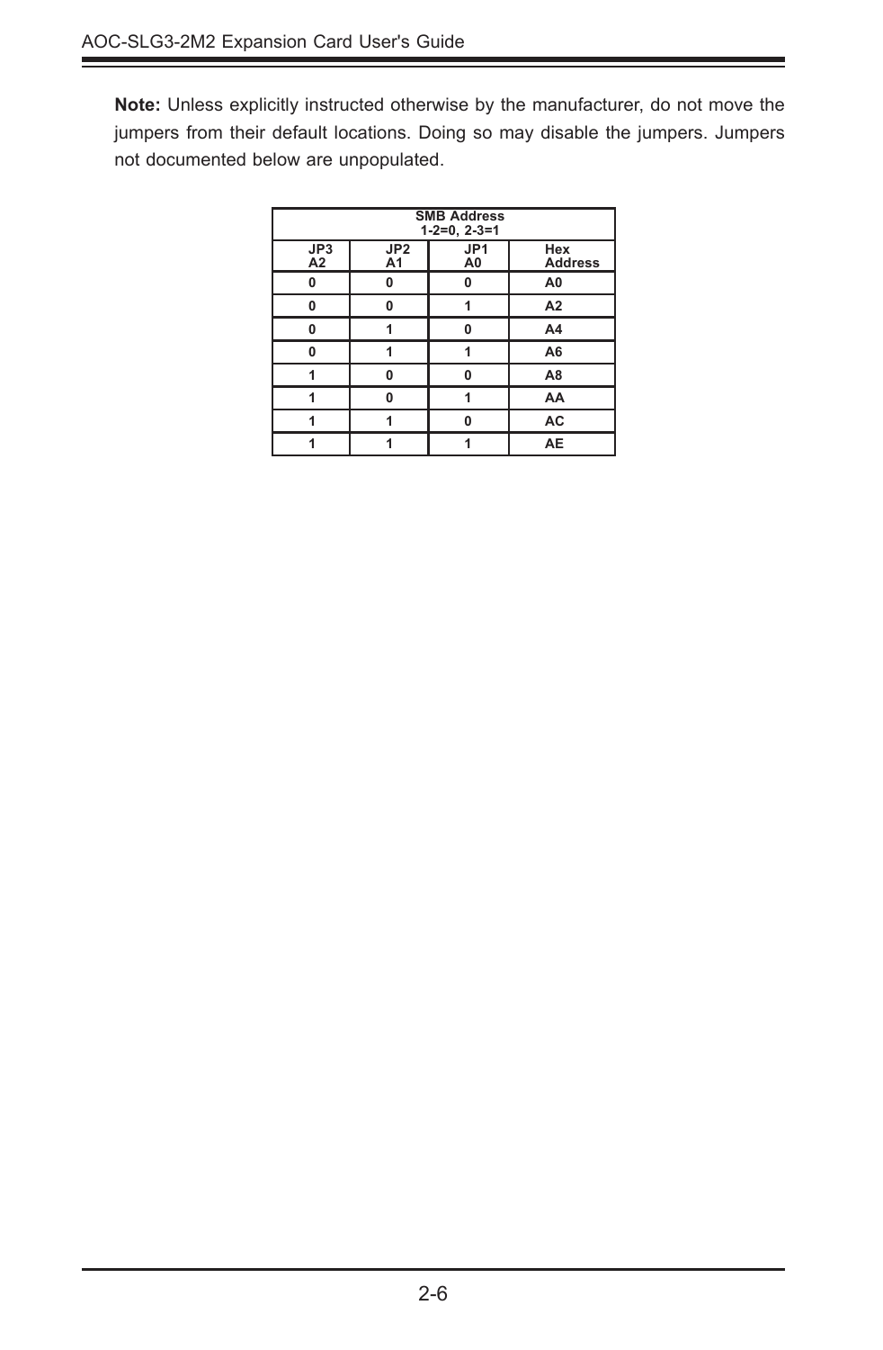**Note:** Unless explicitly instructed otherwise by the manufacturer, do not move the jumpers from their default locations. Doing so may disable the jumpers. Jumpers not documented below are unpopulated.

| SMB Address 1-2=0, 2-3=1 | | | |
|---|---|---|---|
| JP3 A2 | JP2 A1 | JP1 A0 | Hex Address |
| 0 | 0 | 0 | A0 |
| 0 | 0 | 1 | A2 |
| 0 | 1 | 0 | A4 |
| 0 | 1 | 1 | A6 |
| 1 | 0 | 0 | A8 |
| 1 | 0 | 1 | AA |
| 1 | 1 | 0 | AC |
| 1 | 1 | 1 | AE |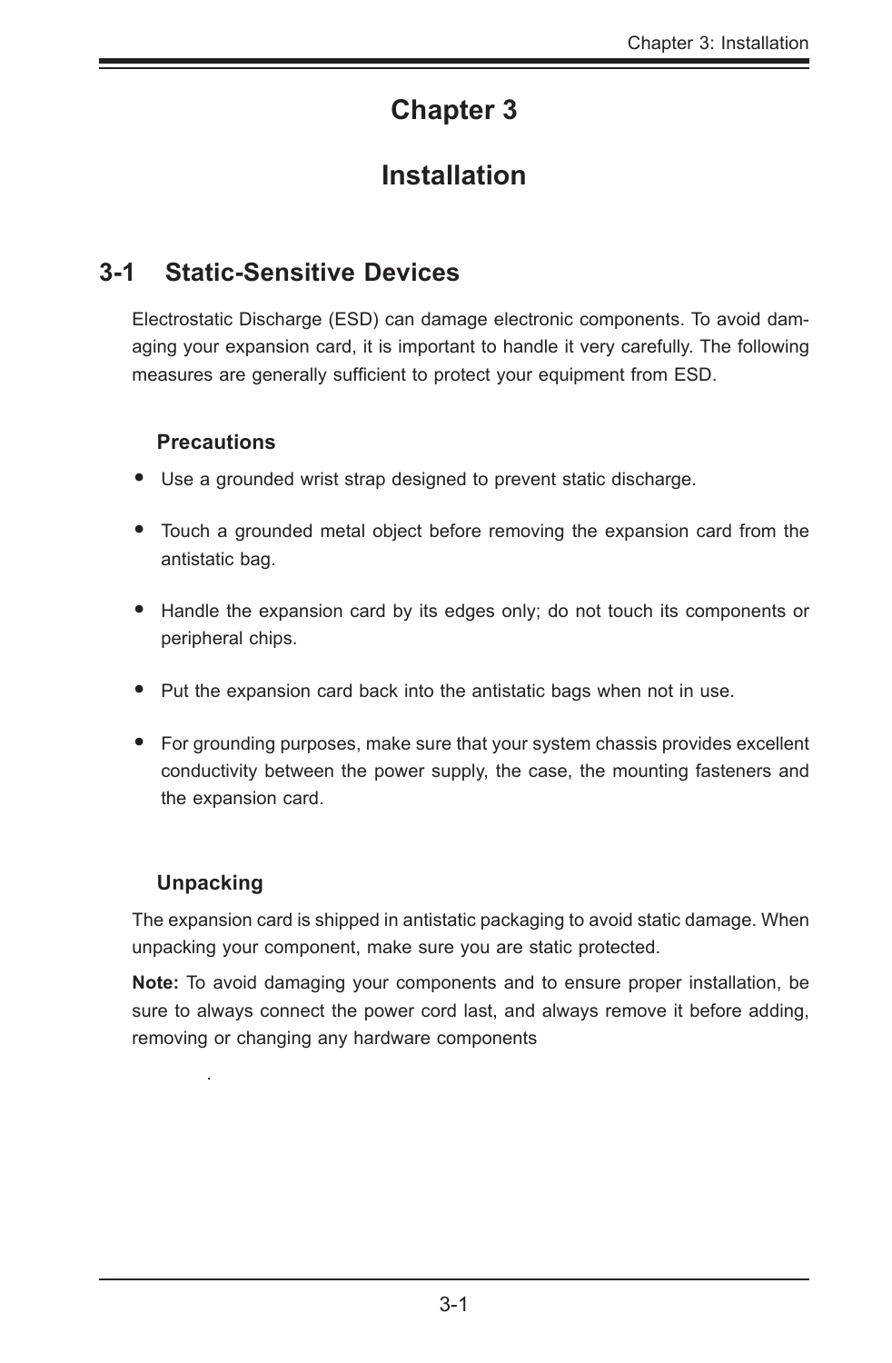# Chapter 3

# Installation

## 3-1 Static-Sensitive Devices

Electrostatic Discharge (ESD) can damage electronic components. To avoid damaging your expansion card, it is important to handle it very carefully. The following measures are generally sufficient to protect your equipment from ESD.

### Precautions

- Use a grounded wrist strap designed to prevent static discharge.
- Touch a grounded metal object before removing the expansion card from the antistatic bag.
- Handle the expansion card by its edges only; do not touch its components or peripheral chips.
- Put the expansion card back into the antistatic bags when not in use.
- For grounding purposes, make sure that your system chassis provides excellent conductivity between the power supply, the case, the mounting fasteners and the expansion card.

### Unpacking

The expansion card is shipped in antistatic packaging to avoid static damage. When unpacking your component, make sure you are static protected.

**Note:** To avoid damaging your components and to ensure proper installation, be sure to always connect the power cord last, and always remove it before adding, removing or changing any hardware components

.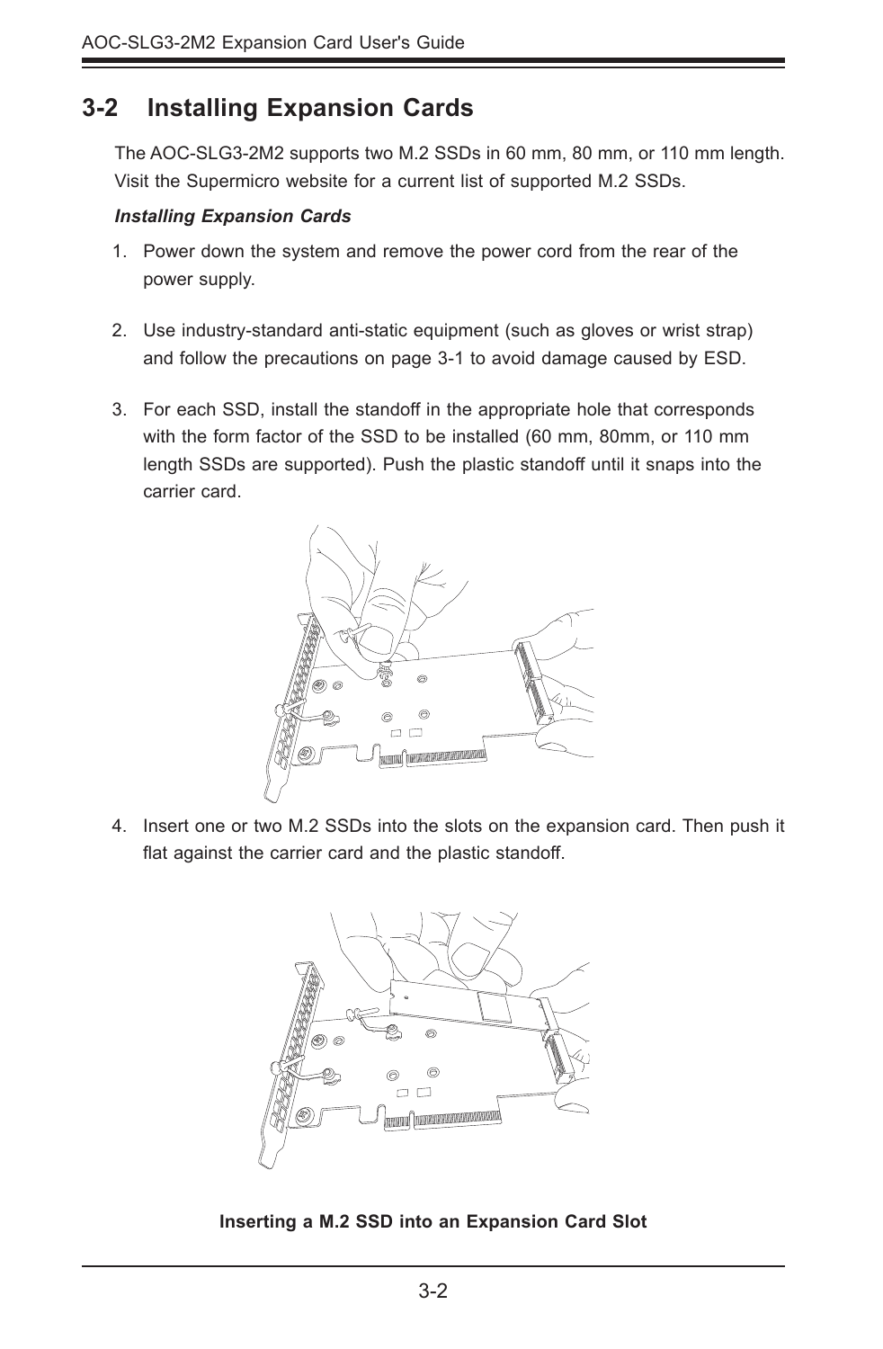## 3-2 Installing Expansion Cards

The AOC-SLG3-2M2 supports two M.2 SSDs in 60 mm, 80 mm, or 110 mm length. Visit the Supermicro website for a current list of supported M.2 SSDs.

***Installing Expansion Cards***

1. Power down the system and remove the power cord from the rear of the power supply.

2. Use industry-standard anti-static equipment (such as gloves or wrist strap) and follow the precautions on page 3-1 to avoid damage caused by ESD.

3. For each SSD, install the standoff in the appropriate hole that corresponds with the form factor of the SSD to be installed (60 mm, 80mm, or 110 mm length SSDs are supported). Push the plastic standoff until it snaps into the carrier card.

4. Insert one or two M.2 SSDs into the slots on the expansion card. Then push it flat against the carrier card and the plastic standoff.

**Inserting a M.2 SSD into an Expansion Card Slot**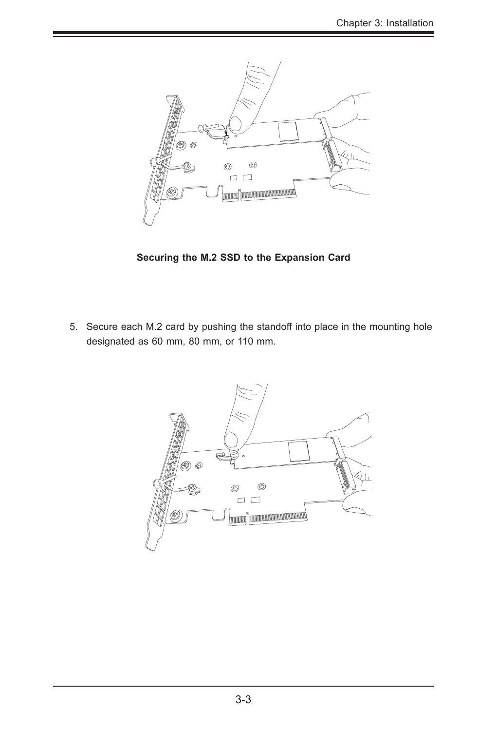**Securing the M.2 SSD to the Expansion Card**

5. Secure each M.2 card by pushing the standoff into place in the mounting hole designated as 60 mm, 80 mm, or 110 mm.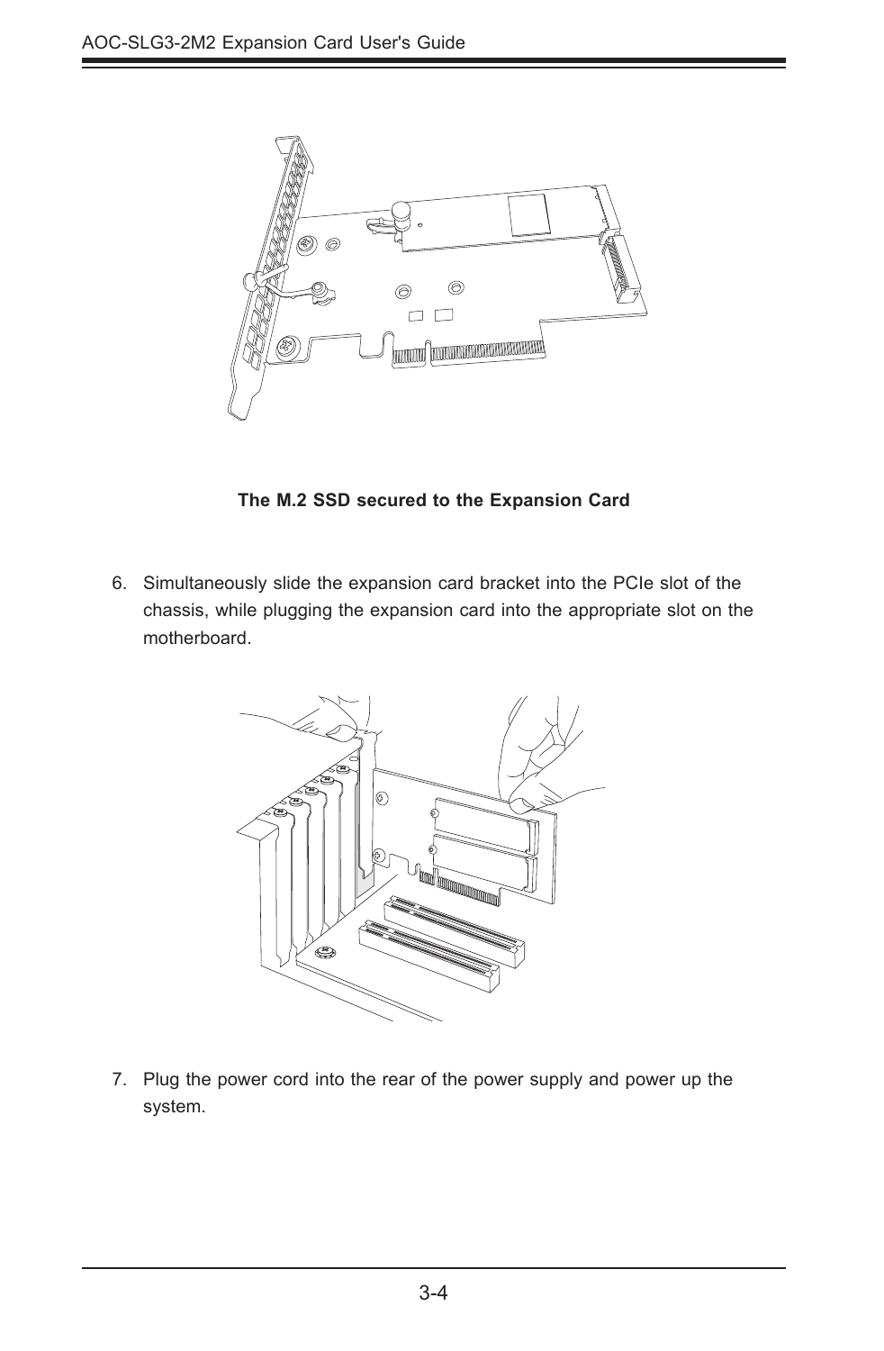**The M.2 SSD secured to the Expansion Card**

6. Simultaneously slide the expansion card bracket into the PCIe slot of the chassis, while plugging the expansion card into the appropriate slot on the motherboard.

7. Plug the power cord into the rear of the power supply and power up the system.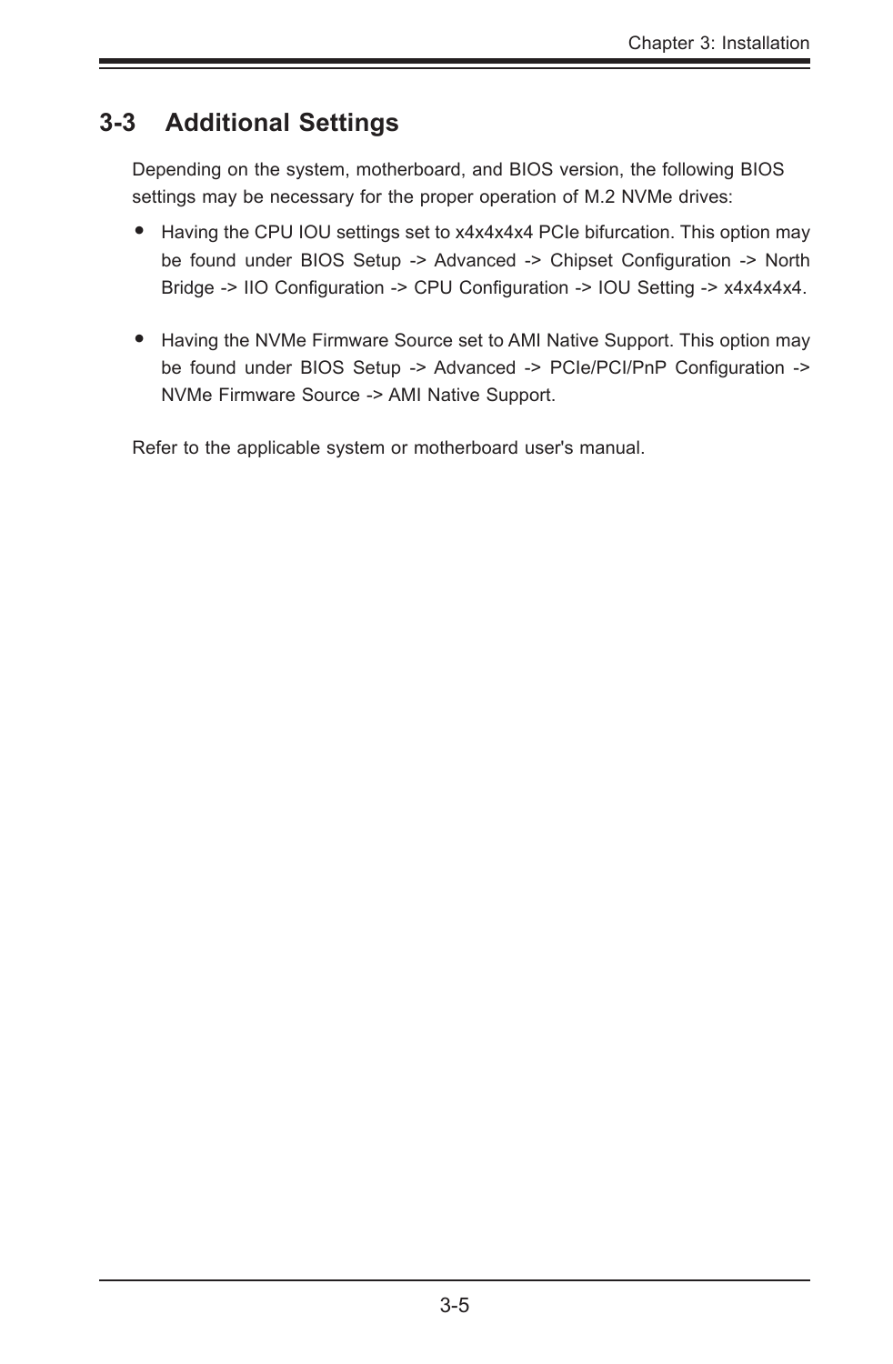## 3-3 Additional Settings

Depending on the system, motherboard, and BIOS version, the following BIOS settings may be necessary for the proper operation of M.2 NVMe drives:

- Having the CPU IOU settings set to x4x4x4x4 PCIe bifurcation. This option may be found under BIOS Setup -> Advanced -> Chipset Configuration -> North Bridge -> IIO Configuration -> CPU Configuration -> IOU Setting -> x4x4x4x4.

- Having the NVMe Firmware Source set to AMI Native Support. This option may be found under BIOS Setup -> Advanced -> PCIe/PCI/PnP Configuration -> NVMe Firmware Source -> AMI Native Support.

Refer to the applicable system or motherboard user's manual.